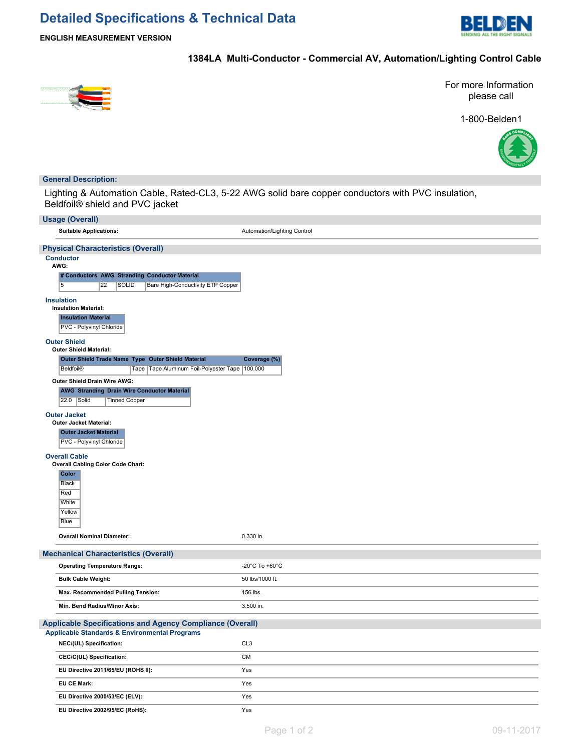# Detailed Specifications & Technical Data

**ENGLISH MEASUREMENT VERSION**

BELDEN
SENDING ALL THE RIGHT SIGNALS

## 1384LA Multi-Conductor - Commercial AV, Automation/Lighting Control Cable

For more Information please call

1-800-Belden1

## General Description:

Lighting & Automation Cable, Rated-CL3, 5-22 AWG solid bare copper conductors with PVC insulation, Beldfoil® shield and PVC jacket

## Usage (Overall)

| | |
|---|---|
| **Suitable Applications:** | Automation/Lighting Control |

## Physical Characteristics (Overall)

### Conductor

**AWG:**

| # Conductors | AWG | Stranding | Conductor Material |
|---|---|---|---|
| 5 | 22 | SOLID | Bare High-Conductivity ETP Copper |

### Insulation

**Insulation Material:**

| Insulation Material |
|---|
| PVC - Polyvinyl Chloride |

### Outer Shield

**Outer Shield Material:**

| Outer Shield Trade Name | Type | Outer Shield Material | Coverage (%) |
|---|---|---|---|
| Beldfoil® | Tape | Tape Aluminum Foil-Polyester Tape | 100.000 |

**Outer Shield Drain Wire AWG:**

| AWG | Stranding | Drain Wire Conductor Material |
|---|---|---|
| 22.0 | Solid | Tinned Copper |

### Outer Jacket

**Outer Jacket Material:**

| Outer Jacket Material |
|---|
| PVC - Polyvinyl Chloride |

### Overall Cable

**Overall Cabling Color Code Chart:**

| Color |
|---|
| Black |
| Red |
| White |
| Yellow |
| Blue |

| | |
|---|---|
| **Overall Nominal Diameter:** | 0.330 in. |

## Mechanical Characteristics (Overall)

| | |
|---|---|
| **Operating Temperature Range:** | -20°C To +60°C |
| **Bulk Cable Weight:** | 50 lbs/1000 ft. |
| **Max. Recommended Pulling Tension:** | 156 lbs. |
| **Min. Bend Radius/Minor Axis:** | 3.500 in. |

## Applicable Specifications and Agency Compliance (Overall)

### Applicable Standards & Environmental Programs

| | |
|---|---|
| **NEC/(UL) Specification:** | CL3 |
| **CEC/C(UL) Specification:** | CM |
| **EU Directive 2011/65/EU (ROHS II):** | Yes |
| **EU CE Mark:** | Yes |
| **EU Directive 2000/53/EC (ELV):** | Yes |
| **EU Directive 2002/95/EC (RoHS):** | Yes |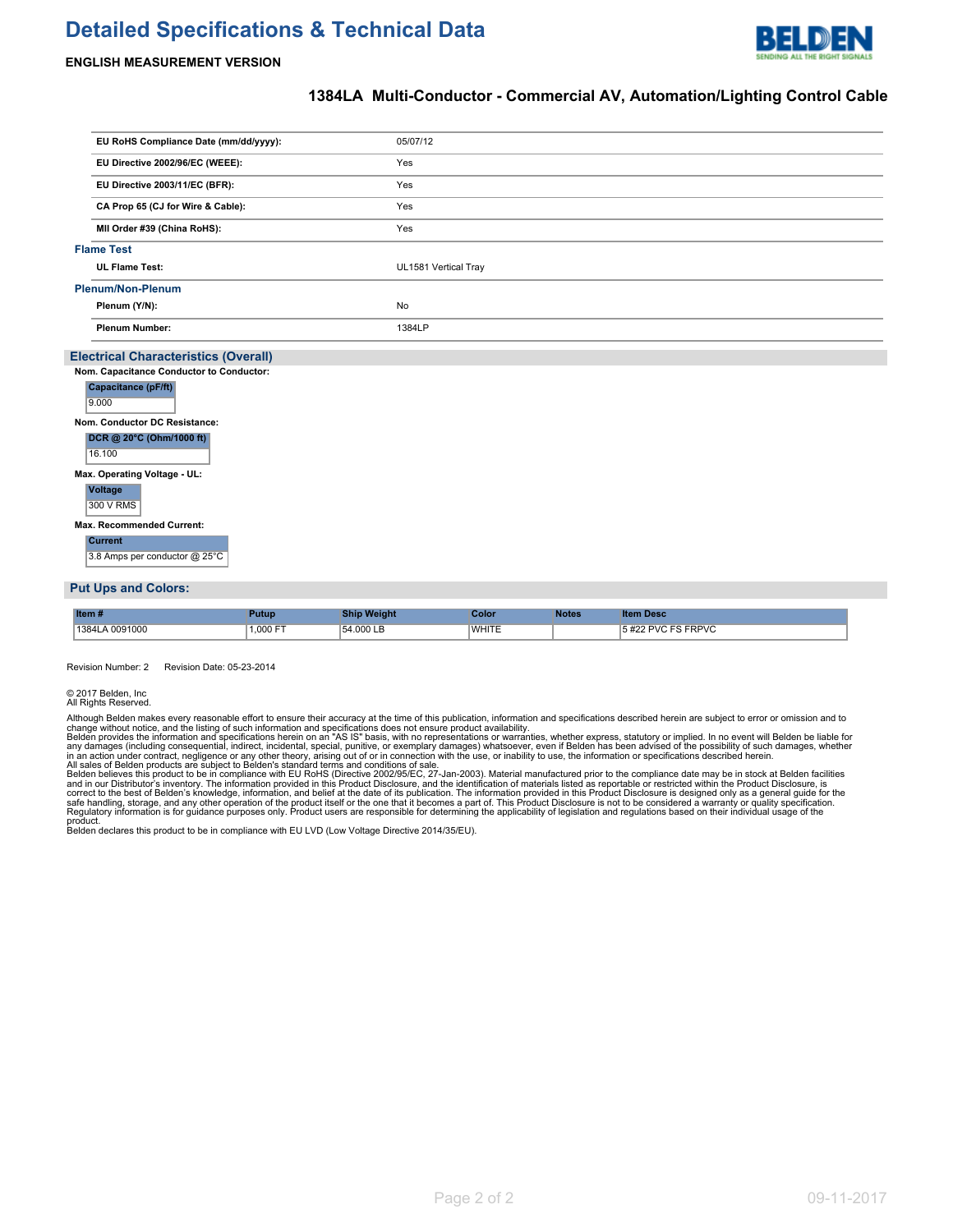# Detailed Specifications & Technical Data

**ENGLISH MEASUREMENT VERSION**

## 1384LA Multi-Conductor - Commercial AV, Automation/Lighting Control Cable

| | |
|---|---|
| **EU RoHS Compliance Date (mm/dd/yyyy):** | 05/07/12 |
| **EU Directive 2002/96/EC (WEEE):** | Yes |
| **EU Directive 2003/11/EC (BFR):** | Yes |
| **CA Prop 65 (CJ for Wire & Cable):** | Yes |
| **MII Order #39 (China RoHS):** | Yes |

### Flame Test

| | |
|---|---|
| **UL Flame Test:** | UL1581 Vertical Tray |

### Plenum/Non-Plenum

| | |
|---|---|
| **Plenum (Y/N):** | No |
| **Plenum Number:** | 1384LP |

## Electrical Characteristics (Overall)

**Nom. Capacitance Conductor to Conductor:**

| Capacitance (pF/ft) |
|---|
| 9.000 |

**Nom. Conductor DC Resistance:**

| DCR @ 20°C (Ohm/1000 ft) |
|---|
| 16.100 |

**Max. Operating Voltage - UL:**

| Voltage |
|---|
| 300 V RMS |

**Max. Recommended Current:**

| Current |
|---|
| 3.8 Amps per conductor @ 25°C |

## Put Ups and Colors:

| Item # | Putup | Ship Weight | Color | Notes | Item Desc |
|---|---|---|---|---|---|
| 1384LA 0091000 | 1,000 FT | 54.000 LB | WHITE | | 5 #22 PVC FS FRPVC |

Revision Number: 2 Revision Date: 05-23-2014

© 2017 Belden, Inc
All Rights Reserved.

Although Belden makes every reasonable effort to ensure their accuracy at the time of this publication, information and specifications described herein are subject to error or omission and to change without notice, and the listing of such information and specifications does not ensure product availability.
Belden provides the information and specifications herein on an "AS IS" basis, with no representations or warranties, whether express, statutory or implied. In no event will Belden be liable for any damages (including consequential, indirect, incidental, special, punitive, or exemplary damages) whatsoever, even if Belden has been advised of the possibility of such damages, whether in an action under contract, negligence or any other theory, arising out of or in connection with the use, or inability to use, the information or specifications described herein.
All sales of Belden products are subject to Belden's standard terms and conditions of sale.
Belden believes this product to be in compliance with EU RoHS (Directive 2002/95/EC, 27-Jan-2003). Material manufactured prior to the compliance date may be in stock at Belden facilities and in our Distributor's inventory. The information provided in this Product Disclosure, and the identification of materials listed as reportable or restricted within the Product Disclosure, is correct to the best of Belden's knowledge, information, and belief at the date of its publication. The information provided in this Product Disclosure is designed only as a general guide for the safe handling, storage, and any other operation of the product itself or the one that it becomes a part of. This Product Disclosure is not to be considered a warranty or quality specification. Regulatory information is for guidance purposes only. Product users are responsible for determining the applicability of legislation and regulations based on their individual usage of the product.
Belden declares this product to be in compliance with EU LVD (Low Voltage Directive 2014/35/EU).